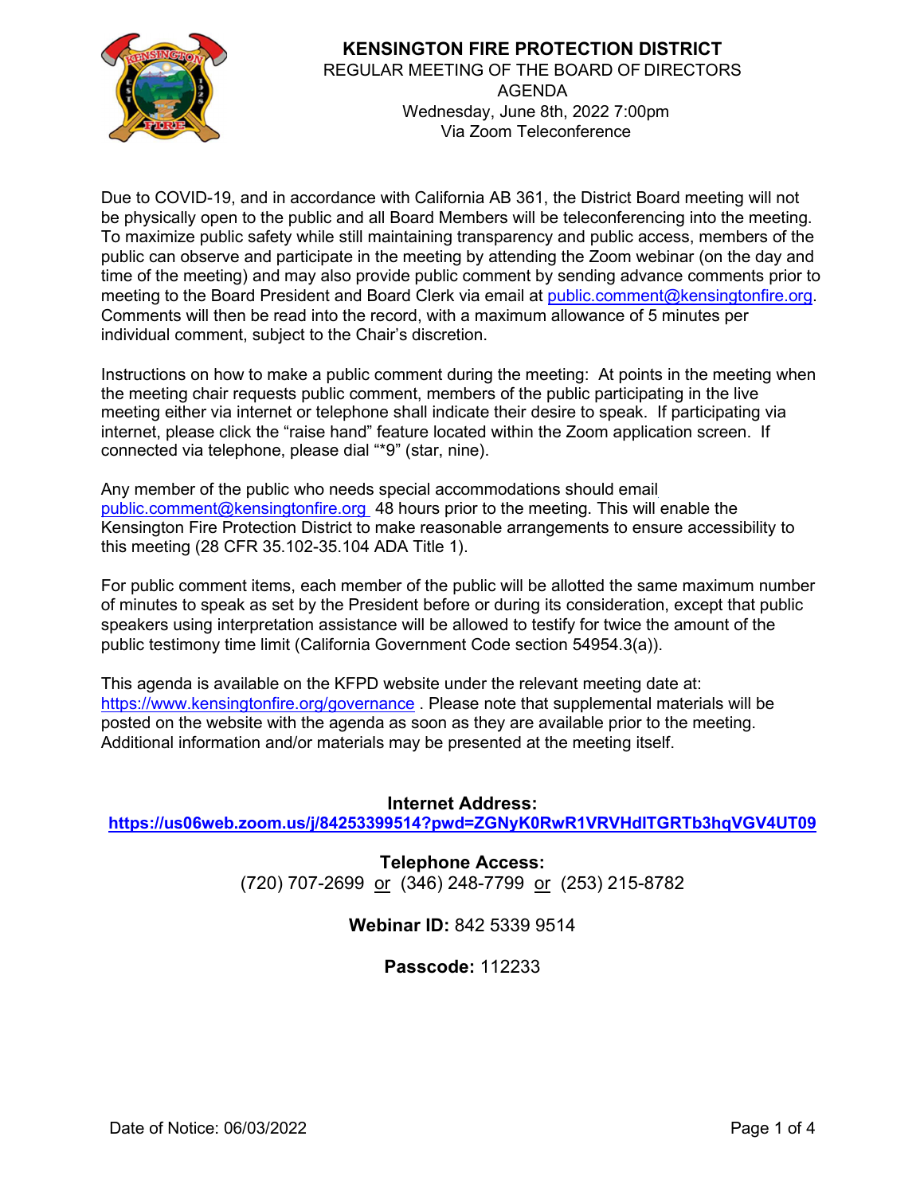# KENSINGTON FIRE PROTECTION DISTRICT

REGULAR MEETING OF THE BOARD OF DIRECTORS
AGENDA
Wednesday, June 8th, 2022 7:00pm
Via Zoom Teleconference

Due to COVID-19, and in accordance with California AB 361, the District Board meeting will not be physically open to the public and all Board Members will be teleconferencing into the meeting. To maximize public safety while still maintaining transparency and public access, members of the public can observe and participate in the meeting by attending the Zoom webinar (on the day and time of the meeting) and may also provide public comment by sending advance comments prior to meeting to the Board President and Board Clerk via email at public.comment@kensingtonfire.org. Comments will then be read into the record, with a maximum allowance of 5 minutes per individual comment, subject to the Chair's discretion.

Instructions on how to make a public comment during the meeting: At points in the meeting when the meeting chair requests public comment, members of the public participating in the live meeting either via internet or telephone shall indicate their desire to speak. If participating via internet, please click the "raise hand" feature located within the Zoom application screen. If connected via telephone, please dial "*9" (star, nine).

Any member of the public who needs special accommodations should email public.comment@kensingtonfire.org 48 hours prior to the meeting. This will enable the Kensington Fire Protection District to make reasonable arrangements to ensure accessibility to this meeting (28 CFR 35.102-35.104 ADA Title 1).

For public comment items, each member of the public will be allotted the same maximum number of minutes to speak as set by the President before or during its consideration, except that public speakers using interpretation assistance will be allowed to testify for twice the amount of the public testimony time limit (California Government Code section 54954.3(a)).

This agenda is available on the KFPD website under the relevant meeting date at: https://www.kensingtonfire.org/governance . Please note that supplemental materials will be posted on the website with the agenda as soon as they are available prior to the meeting. Additional information and/or materials may be presented at the meeting itself.

**Internet Address:**
**https://us06web.zoom.us/j/84253399514?pwd=ZGNyK0RwR1VRVHdlTGRTb3hqVGV4UT09**

**Telephone Access:**
(720) 707-2699 or (346) 248-7799 or (253) 215-8782

**Webinar ID:** 842 5339 9514

**Passcode:** 112233

Date of Notice: 06/03/2022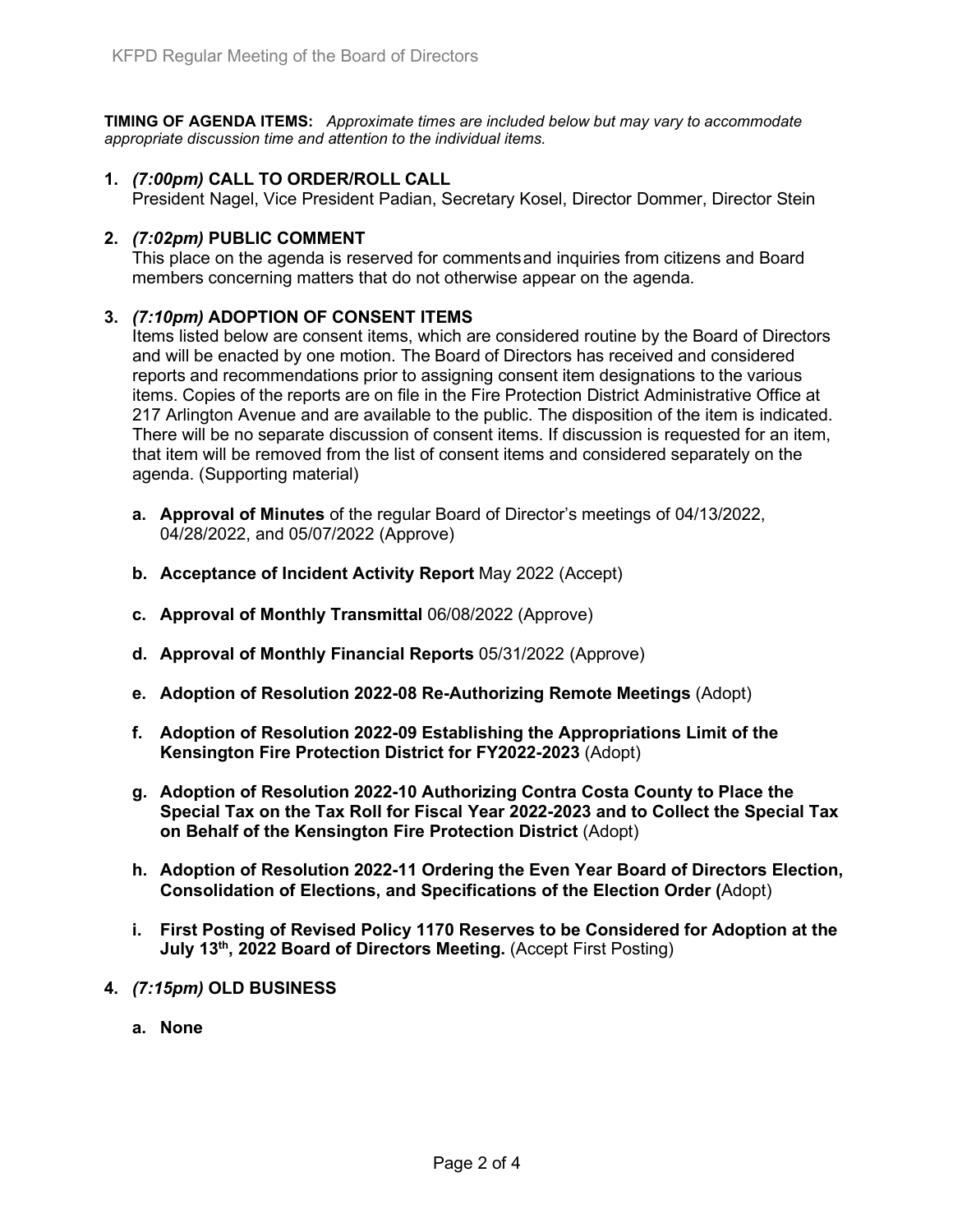**TIMING OF AGENDA ITEMS:** *Approximate times are included below but may vary to accommodate appropriate discussion time and attention to the individual items.*

1. *(7:00pm)* **CALL TO ORDER/ROLL CALL**
   President Nagel, Vice President Padian, Secretary Kosel, Director Dommer, Director Stein

2. *(7:02pm)* **PUBLIC COMMENT**
   This place on the agenda is reserved for comments and inquiries from citizens and Board members concerning matters that do not otherwise appear on the agenda.

3. *(7:10pm)* **ADOPTION OF CONSENT ITEMS**
   Items listed below are consent items, which are considered routine by the Board of Directors and will be enacted by one motion. The Board of Directors has received and considered reports and recommendations prior to assigning consent item designations to the various items. Copies of the reports are on file in the Fire Protection District Administrative Office at 217 Arlington Avenue and are available to the public. The disposition of the item is indicated. There will be no separate discussion of consent items. If discussion is requested for an item, that item will be removed from the list of consent items and considered separately on the agenda. (Supporting material)

   a. **Approval of Minutes** of the regular Board of Director's meetings of 04/13/2022, 04/28/2022, and 05/07/2022 (Approve)

   b. **Acceptance of Incident Activity Report** May 2022 (Accept)

   c. **Approval of Monthly Transmittal** 06/08/2022 (Approve)

   d. **Approval of Monthly Financial Reports** 05/31/2022 (Approve)

   e. **Adoption of Resolution 2022-08 Re-Authorizing Remote Meetings** (Adopt)

   f. **Adoption of Resolution 2022-09 Establishing the Appropriations Limit of the Kensington Fire Protection District for FY2022-2023** (Adopt)

   g. **Adoption of Resolution 2022-10 Authorizing Contra Costa County to Place the Special Tax on the Tax Roll for Fiscal Year 2022-2023 and to Collect the Special Tax on Behalf of the Kensington Fire Protection District** (Adopt)

   h. **Adoption of Resolution 2022-11 Ordering the Even Year Board of Directors Election, Consolidation of Elections, and Specifications of the Election Order (**Adopt)

   i. **First Posting of Revised Policy 1170 Reserves to be Considered for Adoption at the July 13th, 2022 Board of Directors Meeting.** (Accept First Posting)

4. *(7:15pm)* **OLD BUSINESS**

   a. **None**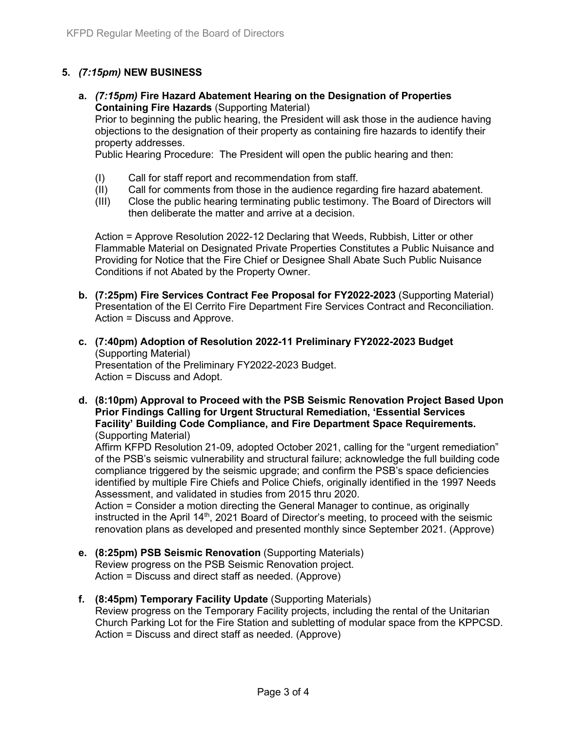## 5. *(7:15pm)* NEW BUSINESS

**a. *(7:15pm)* Fire Hazard Abatement Hearing on the Designation of Properties Containing Fire Hazards** (Supporting Material)
Prior to beginning the public hearing, the President will ask those in the audience having objections to the designation of their property as containing fire hazards to identify their property addresses.
Public Hearing Procedure: The President will open the public hearing and then:

(I) Call for staff report and recommendation from staff.
(II) Call for comments from those in the audience regarding fire hazard abatement.
(III) Close the public hearing terminating public testimony. The Board of Directors will then deliberate the matter and arrive at a decision.

Action = Approve Resolution 2022-12 Declaring that Weeds, Rubbish, Litter or other Flammable Material on Designated Private Properties Constitutes a Public Nuisance and Providing for Notice that the Fire Chief or Designee Shall Abate Such Public Nuisance Conditions if not Abated by the Property Owner.

**b. (7:25pm) Fire Services Contract Fee Proposal for FY2022-2023** (Supporting Material)
Presentation of the El Cerrito Fire Department Fire Services Contract and Reconciliation.
Action = Discuss and Approve.

**c. (7:40pm) Adoption of Resolution 2022-11 Preliminary FY2022-2023 Budget** (Supporting Material)
Presentation of the Preliminary FY2022-2023 Budget.
Action = Discuss and Adopt.

**d. (8:10pm) Approval to Proceed with the PSB Seismic Renovation Project Based Upon Prior Findings Calling for Urgent Structural Remediation, 'Essential Services Facility' Building Code Compliance, and Fire Department Space Requirements.** (Supporting Material)
Affirm KFPD Resolution 21-09, adopted October 2021, calling for the "urgent remediation" of the PSB's seismic vulnerability and structural failure; acknowledge the full building code compliance triggered by the seismic upgrade; and confirm the PSB's space deficiencies identified by multiple Fire Chiefs and Police Chiefs, originally identified in the 1997 Needs Assessment, and validated in studies from 2015 thru 2020.
Action = Consider a motion directing the General Manager to continue, as originally instructed in the April 14th, 2021 Board of Director's meeting, to proceed with the seismic renovation plans as developed and presented monthly since September 2021. (Approve)

**e. (8:25pm) PSB Seismic Renovation** (Supporting Materials)
Review progress on the PSB Seismic Renovation project.
Action = Discuss and direct staff as needed. (Approve)

**f. (8:45pm) Temporary Facility Update** (Supporting Materials)
Review progress on the Temporary Facility projects, including the rental of the Unitarian Church Parking Lot for the Fire Station and subletting of modular space from the KPPCSD.
Action = Discuss and direct staff as needed. (Approve)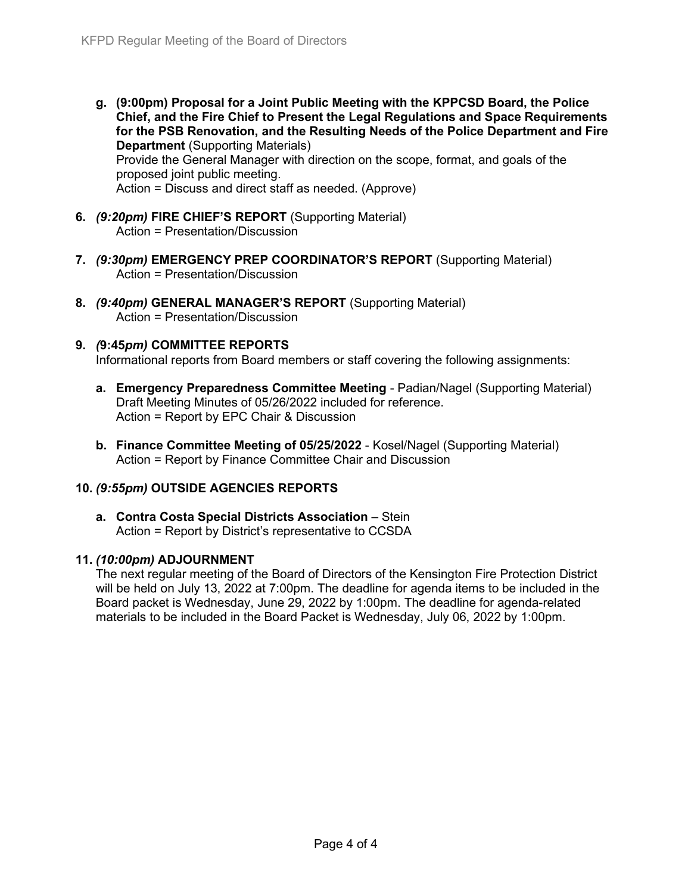- **g. (9:00pm) Proposal for a Joint Public Meeting with the KPPCSD Board, the Police Chief, and the Fire Chief to Present the Legal Regulations and Space Requirements for the PSB Renovation, and the Resulting Needs of the Police Department and Fire Department** (Supporting Materials)
  Provide the General Manager with direction on the scope, format, and goals of the proposed joint public meeting.
  Action = Discuss and direct staff as needed. (Approve)

**6.** ***(9:20pm)*** **FIRE CHIEF'S REPORT** (Supporting Material)
Action = Presentation/Discussion

**7.** ***(9:30pm)*** **EMERGENCY PREP COORDINATOR'S REPORT** (Supporting Material)
Action = Presentation/Discussion

**8.** ***(9:40pm)*** **GENERAL MANAGER'S REPORT** (Supporting Material)
Action = Presentation/Discussion

**9.** ***(*9:45*pm)*** **COMMITTEE REPORTS**
Informational reports from Board members or staff covering the following assignments:

- **a. Emergency Preparedness Committee Meeting** - Padian/Nagel (Supporting Material)
  Draft Meeting Minutes of 05/26/2022 included for reference.
  Action = Report by EPC Chair & Discussion

- **b. Finance Committee Meeting of 05/25/2022** - Kosel/Nagel (Supporting Material)
  Action = Report by Finance Committee Chair and Discussion

**10.** ***(9:55pm)*** **OUTSIDE AGENCIES REPORTS**

- **a. Contra Costa Special Districts Association** – Stein
  Action = Report by District's representative to CCSDA

**11.** ***(10:00pm)*** **ADJOURNMENT**
The next regular meeting of the Board of Directors of the Kensington Fire Protection District will be held on July 13, 2022 at 7:00pm. The deadline for agenda items to be included in the Board packet is Wednesday, June 29, 2022 by 1:00pm. The deadline for agenda-related materials to be included in the Board Packet is Wednesday, July 06, 2022 by 1:00pm.